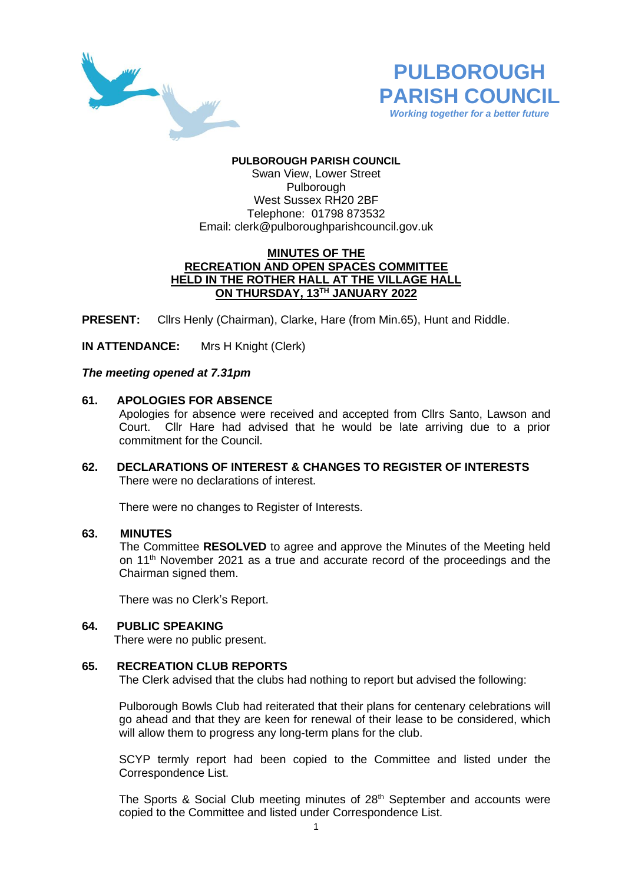# PULBOROUGH PARISH COUNCIL

*Working together for a better future*

**PULBOROUGH PARISH COUNCIL**
Swan View, Lower Street
Pulborough
West Sussex RH20 2BF
Telephone: 01798 873532
Email: clerk@pulboroughparishcouncil.gov.uk

## MINUTES OF THE RECREATION AND OPEN SPACES COMMITTEE HELD IN THE ROTHER HALL AT THE VILLAGE HALL ON THURSDAY, 13TH JANUARY 2022

**PRESENT:** Cllrs Henly (Chairman), Clarke, Hare (from Min.65), Hunt and Riddle.

**IN ATTENDANCE:** Mrs H Knight (Clerk)

***The meeting opened at 7.31pm***

### 61. APOLOGIES FOR ABSENCE

Apologies for absence were received and accepted from Cllrs Santo, Lawson and Court. Cllr Hare had advised that he would be late arriving due to a prior commitment for the Council.

### 62. DECLARATIONS OF INTEREST & CHANGES TO REGISTER OF INTERESTS

There were no declarations of interest.

There were no changes to Register of Interests.

### 63. MINUTES

The Committee **RESOLVED** to agree and approve the Minutes of the Meeting held on 11th November 2021 as a true and accurate record of the proceedings and the Chairman signed them.

There was no Clerk's Report.

### 64. PUBLIC SPEAKING

There were no public present.

### 65. RECREATION CLUB REPORTS

The Clerk advised that the clubs had nothing to report but advised the following:

Pulborough Bowls Club had reiterated that their plans for centenary celebrations will go ahead and that they are keen for renewal of their lease to be considered, which will allow them to progress any long-term plans for the club.

SCYP termly report had been copied to the Committee and listed under the Correspondence List.

The Sports & Social Club meeting minutes of 28th September and accounts were copied to the Committee and listed under Correspondence List.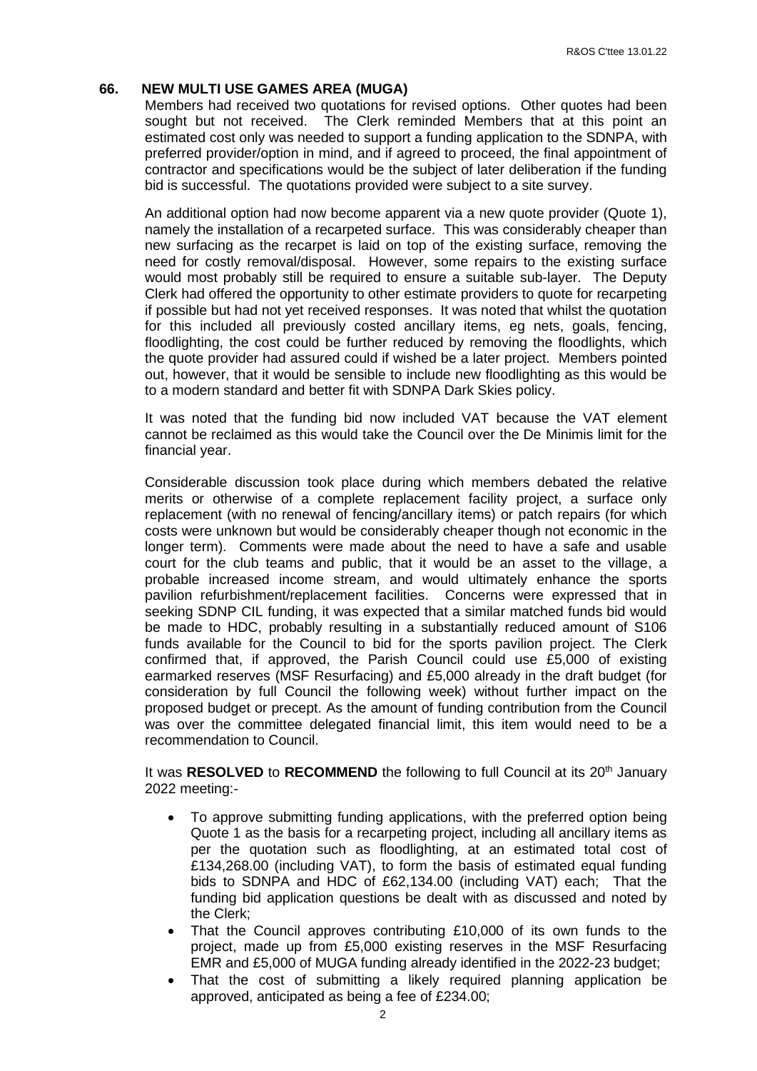## 66. NEW MULTI USE GAMES AREA (MUGA)

Members had received two quotations for revised options. Other quotes had been sought but not received. The Clerk reminded Members that at this point an estimated cost only was needed to support a funding application to the SDNPA, with preferred provider/option in mind, and if agreed to proceed, the final appointment of contractor and specifications would be the subject of later deliberation if the funding bid is successful. The quotations provided were subject to a site survey.

An additional option had now become apparent via a new quote provider (Quote 1), namely the installation of a recarpeted surface. This was considerably cheaper than new surfacing as the recarpet is laid on top of the existing surface, removing the need for costly removal/disposal. However, some repairs to the existing surface would most probably still be required to ensure a suitable sub-layer. The Deputy Clerk had offered the opportunity to other estimate providers to quote for recarpeting if possible but had not yet received responses. It was noted that whilst the quotation for this included all previously costed ancillary items, eg nets, goals, fencing, floodlighting, the cost could be further reduced by removing the floodlights, which the quote provider had assured could if wished be a later project. Members pointed out, however, that it would be sensible to include new floodlighting as this would be to a modern standard and better fit with SDNPA Dark Skies policy.

It was noted that the funding bid now included VAT because the VAT element cannot be reclaimed as this would take the Council over the De Minimis limit for the financial year.

Considerable discussion took place during which members debated the relative merits or otherwise of a complete replacement facility project, a surface only replacement (with no renewal of fencing/ancillary items) or patch repairs (for which costs were unknown but would be considerably cheaper though not economic in the longer term). Comments were made about the need to have a safe and usable court for the club teams and public, that it would be an asset to the village, a probable increased income stream, and would ultimately enhance the sports pavilion refurbishment/replacement facilities. Concerns were expressed that in seeking SDNP CIL funding, it was expected that a similar matched funds bid would be made to HDC, probably resulting in a substantially reduced amount of S106 funds available for the Council to bid for the sports pavilion project. The Clerk confirmed that, if approved, the Parish Council could use £5,000 of existing earmarked reserves (MSF Resurfacing) and £5,000 already in the draft budget (for consideration by full Council the following week) without further impact on the proposed budget or precept. As the amount of funding contribution from the Council was over the committee delegated financial limit, this item would need to be a recommendation to Council.

It was **RESOLVED** to **RECOMMEND** the following to full Council at its 20th January 2022 meeting:-

- To approve submitting funding applications, with the preferred option being Quote 1 as the basis for a recarpeting project, including all ancillary items as per the quotation such as floodlighting, at an estimated total cost of £134,268.00 (including VAT), to form the basis of estimated equal funding bids to SDNPA and HDC of £62,134.00 (including VAT) each; That the funding bid application questions be dealt with as discussed and noted by the Clerk;
- That the Council approves contributing £10,000 of its own funds to the project, made up from £5,000 existing reserves in the MSF Resurfacing EMR and £5,000 of MUGA funding already identified in the 2022-23 budget;
- That the cost of submitting a likely required planning application be approved, anticipated as being a fee of £234.00;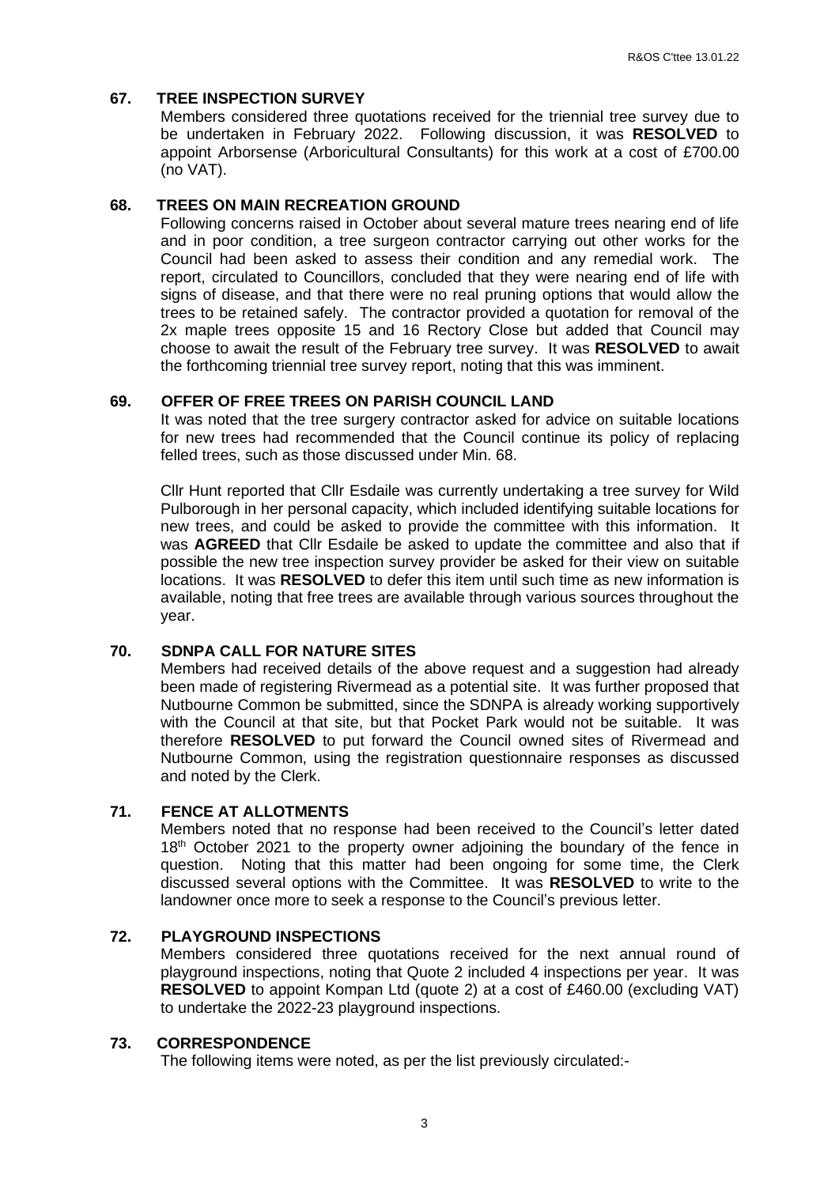## 67. TREE INSPECTION SURVEY

Members considered three quotations received for the triennial tree survey due to be undertaken in February 2022. Following discussion, it was **RESOLVED** to appoint Arborsense (Arboricultural Consultants) for this work at a cost of £700.00 (no VAT).

## 68. TREES ON MAIN RECREATION GROUND

Following concerns raised in October about several mature trees nearing end of life and in poor condition, a tree surgeon contractor carrying out other works for the Council had been asked to assess their condition and any remedial work. The report, circulated to Councillors, concluded that they were nearing end of life with signs of disease, and that there were no real pruning options that would allow the trees to be retained safely. The contractor provided a quotation for removal of the 2x maple trees opposite 15 and 16 Rectory Close but added that Council may choose to await the result of the February tree survey. It was **RESOLVED** to await the forthcoming triennial tree survey report, noting that this was imminent.

## 69. OFFER OF FREE TREES ON PARISH COUNCIL LAND

It was noted that the tree surgery contractor asked for advice on suitable locations for new trees had recommended that the Council continue its policy of replacing felled trees, such as those discussed under Min. 68.

Cllr Hunt reported that Cllr Esdaile was currently undertaking a tree survey for Wild Pulborough in her personal capacity, which included identifying suitable locations for new trees, and could be asked to provide the committee with this information. It was **AGREED** that Cllr Esdaile be asked to update the committee and also that if possible the new tree inspection survey provider be asked for their view on suitable locations. It was **RESOLVED** to defer this item until such time as new information is available, noting that free trees are available through various sources throughout the year.

## 70. SDNPA CALL FOR NATURE SITES

Members had received details of the above request and a suggestion had already been made of registering Rivermead as a potential site. It was further proposed that Nutbourne Common be submitted, since the SDNPA is already working supportively with the Council at that site, but that Pocket Park would not be suitable. It was therefore **RESOLVED** to put forward the Council owned sites of Rivermead and Nutbourne Common, using the registration questionnaire responses as discussed and noted by the Clerk.

## 71. FENCE AT ALLOTMENTS

Members noted that no response had been received to the Council's letter dated 18th October 2021 to the property owner adjoining the boundary of the fence in question. Noting that this matter had been ongoing for some time, the Clerk discussed several options with the Committee. It was **RESOLVED** to write to the landowner once more to seek a response to the Council's previous letter.

## 72. PLAYGROUND INSPECTIONS

Members considered three quotations received for the next annual round of playground inspections, noting that Quote 2 included 4 inspections per year. It was **RESOLVED** to appoint Kompan Ltd (quote 2) at a cost of £460.00 (excluding VAT) to undertake the 2022-23 playground inspections.

## 73. CORRESPONDENCE

The following items were noted, as per the list previously circulated:-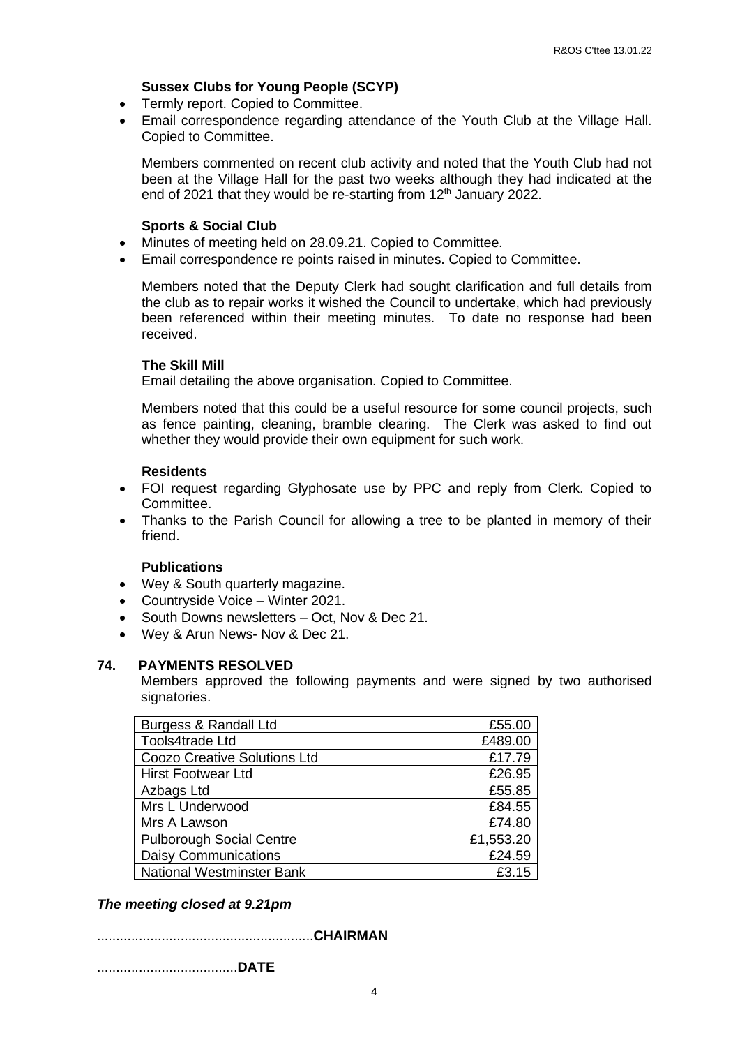**Sussex Clubs for Young People (SCYP)**

- Termly report. Copied to Committee.
- Email correspondence regarding attendance of the Youth Club at the Village Hall. Copied to Committee.

Members commented on recent club activity and noted that the Youth Club had not been at the Village Hall for the past two weeks although they had indicated at the end of 2021 that they would be re-starting from 12th January 2022.

**Sports & Social Club**

- Minutes of meeting held on 28.09.21. Copied to Committee.
- Email correspondence re points raised in minutes. Copied to Committee.

Members noted that the Deputy Clerk had sought clarification and full details from the club as to repair works it wished the Council to undertake, which had previously been referenced within their meeting minutes. To date no response had been received.

**The Skill Mill**

Email detailing the above organisation. Copied to Committee.

Members noted that this could be a useful resource for some council projects, such as fence painting, cleaning, bramble clearing. The Clerk was asked to find out whether they would provide their own equipment for such work.

**Residents**

- FOI request regarding Glyphosate use by PPC and reply from Clerk. Copied to Committee.
- Thanks to the Parish Council for allowing a tree to be planted in memory of their friend.

**Publications**

- Wey & South quarterly magazine.
- Countryside Voice – Winter 2021.
- South Downs newsletters – Oct, Nov & Dec 21.
- Wey & Arun News- Nov & Dec 21.

## 74. PAYMENTS RESOLVED

Members approved the following payments and were signed by two authorised signatories.

| | |
|---|---|
| Burgess & Randall Ltd | £55.00 |
| Tools4trade Ltd | £489.00 |
| Coozo Creative Solutions Ltd | £17.79 |
| Hirst Footwear Ltd | £26.95 |
| Azbags Ltd | £55.85 |
| Mrs L Underwood | £84.55 |
| Mrs A Lawson | £74.80 |
| Pulborough Social Centre | £1,553.20 |
| Daisy Communications | £24.59 |
| National Westminster Bank | £3.15 |

***The meeting closed at 9.21pm***

.........................................................**CHAIRMAN**

.....................................**DATE**